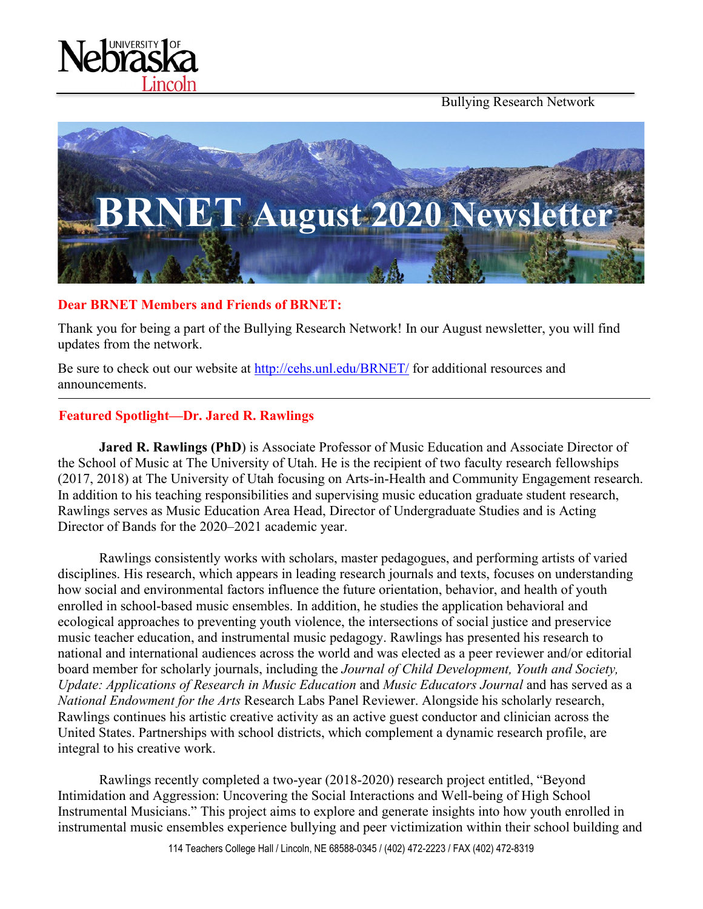Bullying Research Network

# BRNET August 2020 Newsletter

**Dear BRNET Members and Friends of BRNET:**

Thank you for being a part of the Bullying Research Network! In our August newsletter, you will find updates from the network.

Be sure to check out our website at http://cehs.unl.edu/BRNET/ for additional resources and announcements.

---

## Featured Spotlight—Dr. Jared R. Rawlings

**Jared R. Rawlings (PhD**) is Associate Professor of Music Education and Associate Director of the School of Music at The University of Utah. He is the recipient of two faculty research fellowships (2017, 2018) at The University of Utah focusing on Arts-in-Health and Community Engagement research. In addition to his teaching responsibilities and supervising music education graduate student research, Rawlings serves as Music Education Area Head, Director of Undergraduate Studies and is Acting Director of Bands for the 2020–2021 academic year.

Rawlings consistently works with scholars, master pedagogues, and performing artists of varied disciplines. His research, which appears in leading research journals and texts, focuses on understanding how social and environmental factors influence the future orientation, behavior, and health of youth enrolled in school-based music ensembles. In addition, he studies the application behavioral and ecological approaches to preventing youth violence, the intersections of social justice and preservice music teacher education, and instrumental music pedagogy. Rawlings has presented his research to national and international audiences across the world and was elected as a peer reviewer and/or editorial board member for scholarly journals, including the *Journal of Child Development, Youth and Society, Update: Applications of Research in Music Education* and *Music Educators Journal* and has served as a *National Endowment for the Arts* Research Labs Panel Reviewer. Alongside his scholarly research, Rawlings continues his artistic creative activity as an active guest conductor and clinician across the United States. Partnerships with school districts, which complement a dynamic research profile, are integral to his creative work.

Rawlings recently completed a two-year (2018-2020) research project entitled, "Beyond Intimidation and Aggression: Uncovering the Social Interactions and Well-being of High School Instrumental Musicians." This project aims to explore and generate insights into how youth enrolled in instrumental music ensembles experience bullying and peer victimization within their school building and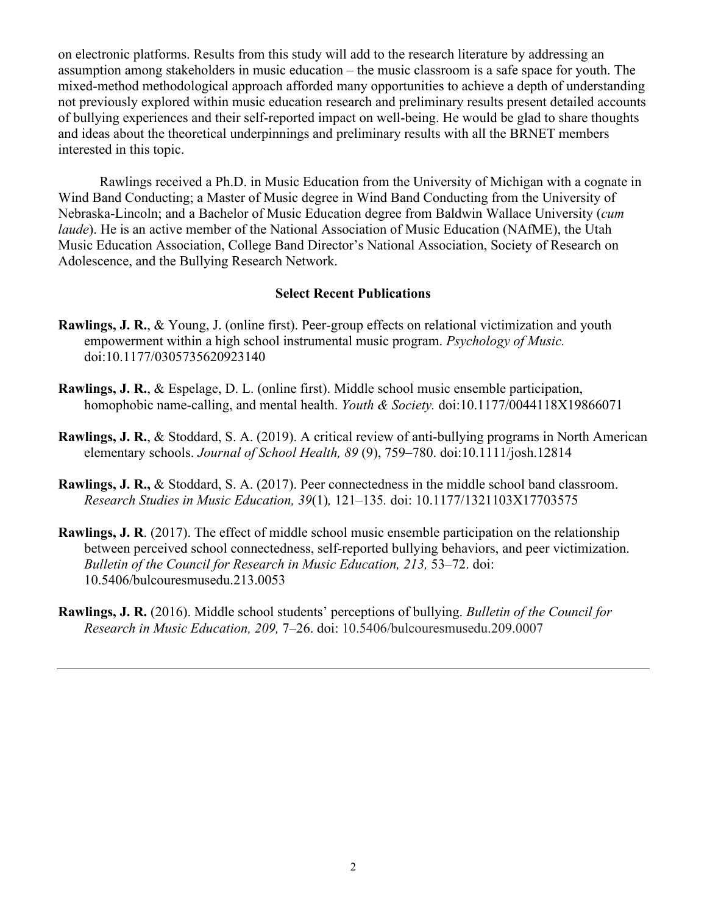on electronic platforms. Results from this study will add to the research literature by addressing an assumption among stakeholders in music education – the music classroom is a safe space for youth. The mixed-method methodological approach afforded many opportunities to achieve a depth of understanding not previously explored within music education research and preliminary results present detailed accounts of bullying experiences and their self-reported impact on well-being. He would be glad to share thoughts and ideas about the theoretical underpinnings and preliminary results with all the BRNET members interested in this topic.

Rawlings received a Ph.D. in Music Education from the University of Michigan with a cognate in Wind Band Conducting; a Master of Music degree in Wind Band Conducting from the University of Nebraska-Lincoln; and a Bachelor of Music Education degree from Baldwin Wallace University (*cum laude*). He is an active member of the National Association of Music Education (NAfME), the Utah Music Education Association, College Band Director's National Association, Society of Research on Adolescence, and the Bullying Research Network.

### Select Recent Publications

**Rawlings, J. R.**, & Young, J. (online first). Peer-group effects on relational victimization and youth empowerment within a high school instrumental music program. *Psychology of Music.* doi:10.1177/0305735620923140

**Rawlings, J. R.**, & Espelage, D. L. (online first). Middle school music ensemble participation, homophobic name-calling, and mental health. *Youth & Society.* doi:10.1177/0044118X19866071

**Rawlings, J. R.**, & Stoddard, S. A. (2019). A critical review of anti-bullying programs in North American elementary schools. *Journal of School Health, 89* (9), 759–780. doi:10.1111/josh.12814

**Rawlings, J. R.,** & Stoddard, S. A. (2017). Peer connectedness in the middle school band classroom. *Research Studies in Music Education, 39*(1)*,* 121–135*.* doi: 10.1177/1321103X17703575

**Rawlings, J. R**. (2017). The effect of middle school music ensemble participation on the relationship between perceived school connectedness, self-reported bullying behaviors, and peer victimization. *Bulletin of the Council for Research in Music Education, 213,* 53–72. doi: 10.5406/bulcouresmusedu.213.0053

**Rawlings, J. R.** (2016). Middle school students' perceptions of bullying. *Bulletin of the Council for Research in Music Education, 209,* 7–26. doi: 10.5406/bulcouresmusedu.209.0007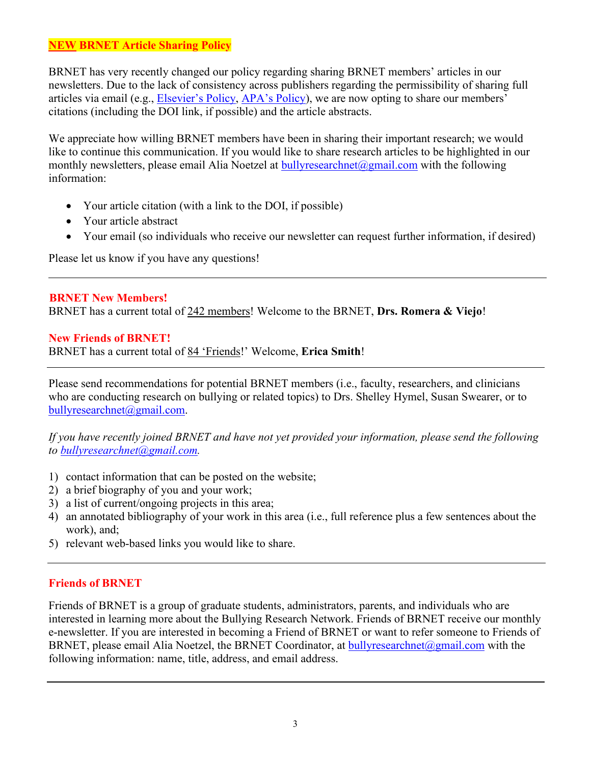## **NEW BRNET Article Sharing Policy**

BRNET has very recently changed our policy regarding sharing BRNET members' articles in our newsletters. Due to the lack of consistency across publishers regarding the permissibility of sharing full articles via email (e.g., Elsevier's Policy, APA's Policy), we are now opting to share our members' citations (including the DOI link, if possible) and the article abstracts.

We appreciate how willing BRNET members have been in sharing their important research; we would like to continue this communication. If you would like to share research articles to be highlighted in our monthly newsletters, please email Alia Noetzel at bullyresearchnet@gmail.com with the following information:

- Your article citation (with a link to the DOI, if possible)
- Your article abstract
- Your email (so individuals who receive our newsletter can request further information, if desired)

Please let us know if you have any questions!

---

### **BRNET New Members!**

BRNET has a current total of 242 members! Welcome to the BRNET, **Drs. Romera & Viejo**!

### **New Friends of BRNET!**

BRNET has a current total of 84 'Friends!' Welcome, **Erica Smith**!

---

Please send recommendations for potential BRNET members (i.e., faculty, researchers, and clinicians who are conducting research on bullying or related topics) to Drs. Shelley Hymel, Susan Swearer, or to bullyresearchnet@gmail.com.

*If you have recently joined BRNET and have not yet provided your information, please send the following to bullyresearchnet@gmail.com.*

1) contact information that can be posted on the website;
2) a brief biography of you and your work;
3) a list of current/ongoing projects in this area;
4) an annotated bibliography of your work in this area (i.e., full reference plus a few sentences about the work), and;
5) relevant web-based links you would like to share.

---

### **Friends of BRNET**

Friends of BRNET is a group of graduate students, administrators, parents, and individuals who are interested in learning more about the Bullying Research Network. Friends of BRNET receive our monthly e-newsletter. If you are interested in becoming a Friend of BRNET or want to refer someone to Friends of BRNET, please email Alia Noetzel, the BRNET Coordinator, at bullyresearchnet@gmail.com with the following information: name, title, address, and email address.

---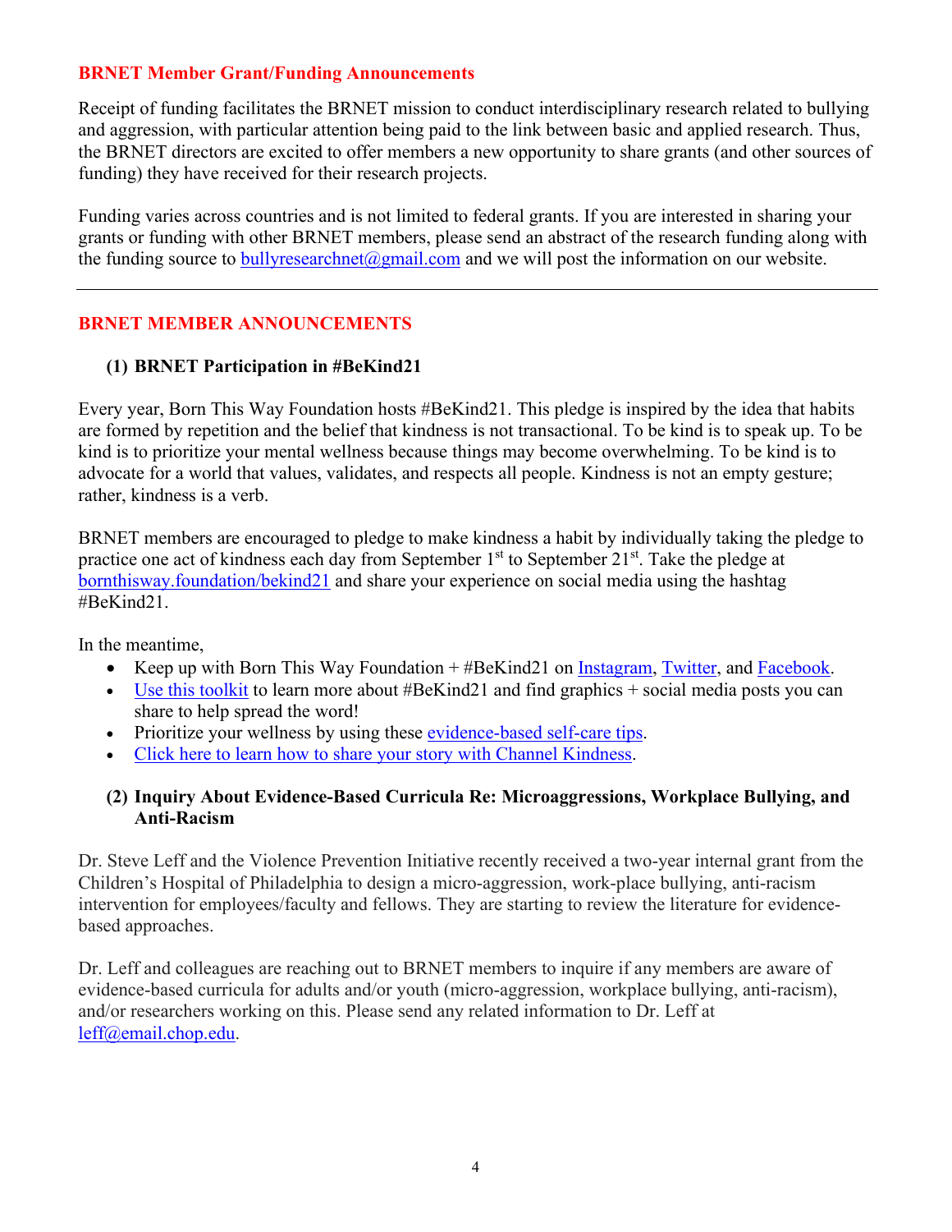## BRNET Member Grant/Funding Announcements

Receipt of funding facilitates the BRNET mission to conduct interdisciplinary research related to bullying and aggression, with particular attention being paid to the link between basic and applied research. Thus, the BRNET directors are excited to offer members a new opportunity to share grants (and other sources of funding) they have received for their research projects.

Funding varies across countries and is not limited to federal grants. If you are interested in sharing your grants or funding with other BRNET members, please send an abstract of the research funding along with the funding source to bullyresearchnet@gmail.com and we will post the information on our website.

---

## BRNET MEMBER ANNOUNCEMENTS

### (1) BRNET Participation in #BeKind21

Every year, Born This Way Foundation hosts #BeKind21. This pledge is inspired by the idea that habits are formed by repetition and the belief that kindness is not transactional. To be kind is to speak up. To be kind is to prioritize your mental wellness because things may become overwhelming. To be kind is to advocate for a world that values, validates, and respects all people. Kindness is not an empty gesture; rather, kindness is a verb.

BRNET members are encouraged to pledge to make kindness a habit by individually taking the pledge to practice one act of kindness each day from September 1st to September 21st. Take the pledge at bornthisway.foundation/bekind21 and share your experience on social media using the hashtag #BeKind21.

In the meantime,

- Keep up with Born This Way Foundation + #BeKind21 on Instagram, Twitter, and Facebook.
- Use this toolkit to learn more about #BeKind21 and find graphics + social media posts you can share to help spread the word!
- Prioritize your wellness by using these evidence-based self-care tips.
- Click here to learn how to share your story with Channel Kindness.

### (2) Inquiry About Evidence-Based Curricula Re: Microaggressions, Workplace Bullying, and Anti-Racism

Dr. Steve Leff and the Violence Prevention Initiative recently received a two-year internal grant from the Children's Hospital of Philadelphia to design a micro-aggression, work-place bullying, anti-racism intervention for employees/faculty and fellows. They are starting to review the literature for evidence-based approaches.

Dr. Leff and colleagues are reaching out to BRNET members to inquire if any members are aware of evidence-based curricula for adults and/or youth (micro-aggression, workplace bullying, anti-racism), and/or researchers working on this. Please send any related information to Dr. Leff at leff@email.chop.edu.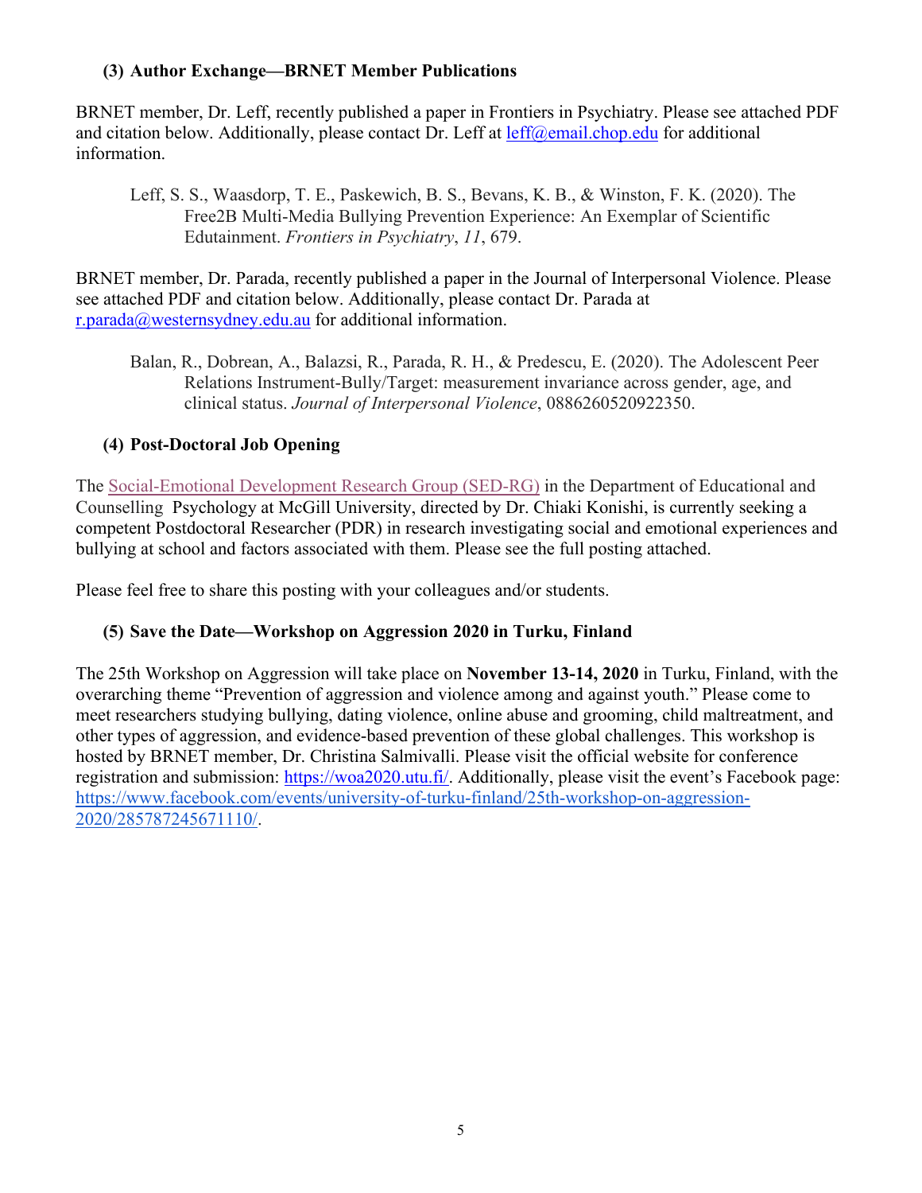### (3) Author Exchange—BRNET Member Publications

BRNET member, Dr. Leff, recently published a paper in Frontiers in Psychiatry. Please see attached PDF and citation below. Additionally, please contact Dr. Leff at leff@email.chop.edu for additional information.

> Leff, S. S., Waasdorp, T. E., Paskewich, B. S., Bevans, K. B., & Winston, F. K. (2020). The Free2B Multi-Media Bullying Prevention Experience: An Exemplar of Scientific Edutainment. *Frontiers in Psychiatry*, *11*, 679.

BRNET member, Dr. Parada, recently published a paper in the Journal of Interpersonal Violence. Please see attached PDF and citation below. Additionally, please contact Dr. Parada at r.parada@westernsydney.edu.au for additional information.

> Balan, R., Dobrean, A., Balazsi, R., Parada, R. H., & Predescu, E. (2020). The Adolescent Peer Relations Instrument-Bully/Target: measurement invariance across gender, age, and clinical status. *Journal of Interpersonal Violence*, 0886260520922350.

### (4) Post-Doctoral Job Opening

The Social-Emotional Development Research Group (SED-RG) in the Department of Educational and Counselling Psychology at McGill University, directed by Dr. Chiaki Konishi, is currently seeking a competent Postdoctoral Researcher (PDR) in research investigating social and emotional experiences and bullying at school and factors associated with them. Please see the full posting attached.

Please feel free to share this posting with your colleagues and/or students.

### (5) Save the Date—Workshop on Aggression 2020 in Turku, Finland

The 25th Workshop on Aggression will take place on **November 13-14, 2020** in Turku, Finland, with the overarching theme "Prevention of aggression and violence among and against youth." Please come to meet researchers studying bullying, dating violence, online abuse and grooming, child maltreatment, and other types of aggression, and evidence-based prevention of these global challenges. This workshop is hosted by BRNET member, Dr. Christina Salmivalli. Please visit the official website for conference registration and submission: https://woa2020.utu.fi/. Additionally, please visit the event's Facebook page: https://www.facebook.com/events/university-of-turku-finland/25th-workshop-on-aggression-2020/285787245671110/.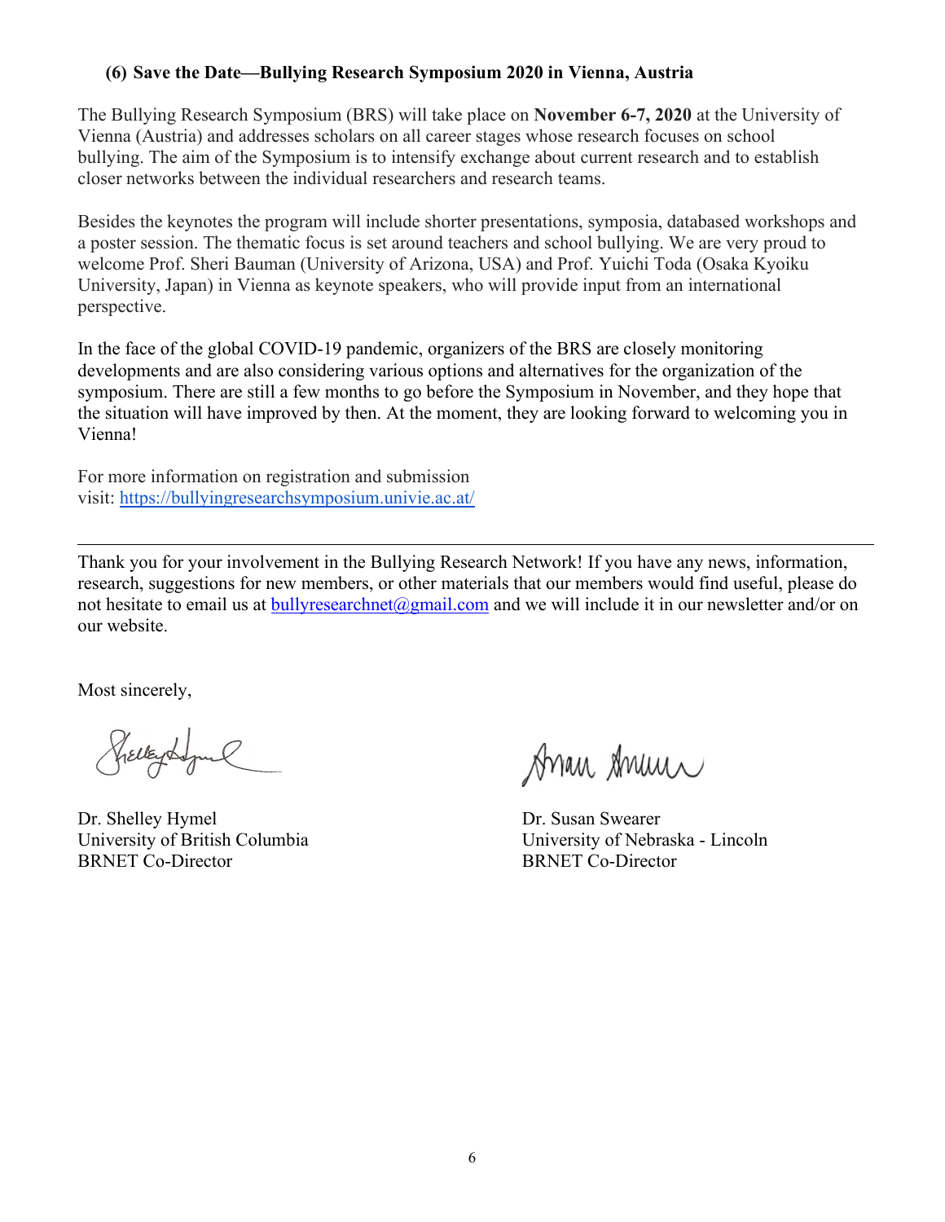### (6) Save the Date—Bullying Research Symposium 2020 in Vienna, Austria

The Bullying Research Symposium (BRS) will take place on **November 6-7, 2020** at the University of Vienna (Austria) and addresses scholars on all career stages whose research focuses on school bullying. The aim of the Symposium is to intensify exchange about current research and to establish closer networks between the individual researchers and research teams.

Besides the keynotes the program will include shorter presentations, symposia, databased workshops and a poster session. The thematic focus is set around teachers and school bullying. We are very proud to welcome Prof. Sheri Bauman (University of Arizona, USA) and Prof. Yuichi Toda (Osaka Kyoiku University, Japan) in Vienna as keynote speakers, who will provide input from an international perspective.

In the face of the global COVID-19 pandemic, organizers of the BRS are closely monitoring developments and are also considering various options and alternatives for the organization of the symposium. There are still a few months to go before the Symposium in November, and they hope that the situation will have improved by then. At the moment, they are looking forward to welcoming you in Vienna!

For more information on registration and submission visit: https://bullyingresearchsymposium.univie.ac.at/

---

Thank you for your involvement in the Bullying Research Network! If you have any news, information, research, suggestions for new members, or other materials that our members would find useful, please do not hesitate to email us at bullyresearchnet@gmail.com and we will include it in our newsletter and/or on our website.

Most sincerely,

Dr. Shelley Hymel
University of British Columbia
BRNET Co-Director

Dr. Susan Swearer
University of Nebraska - Lincoln
BRNET Co-Director